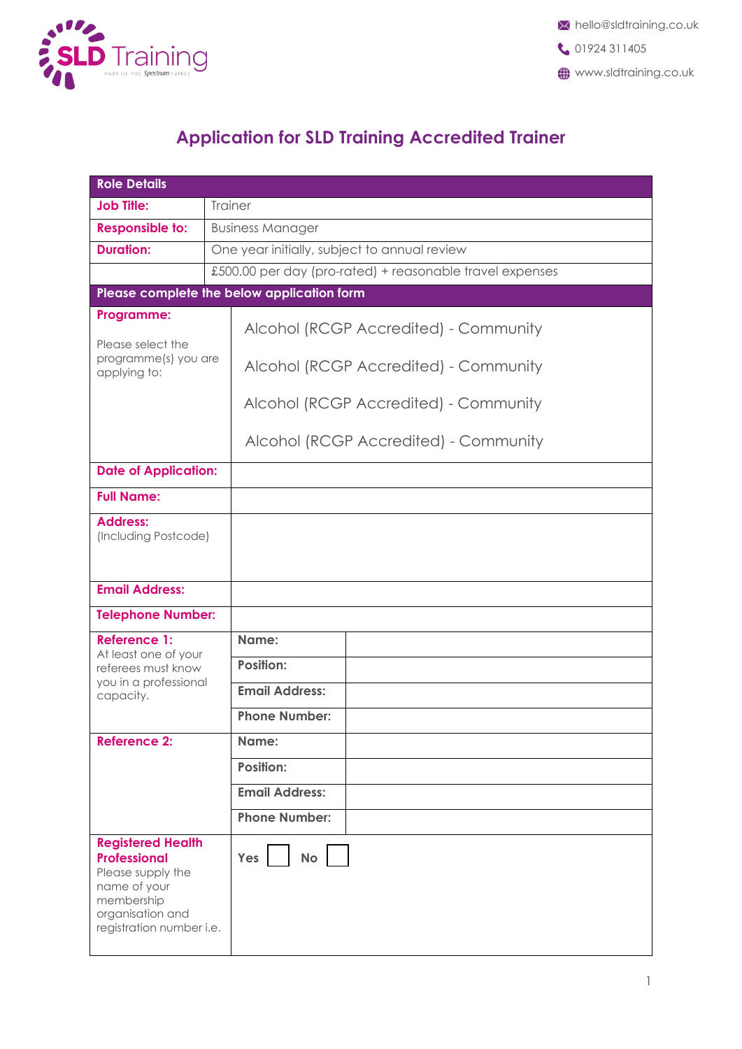hello@sldtraining.co.uk
01924 311405
www.sldtraining.co.uk

# Application for SLD Training Accredited Trainer

| Role Details | |
|---|---|
| **Job Title:** | Trainer |
| **Responsible to:** | Business Manager |
| **Duration:** | One year initially, subject to annual review |
| | £500.00 per day (pro-rated) + reasonable travel expenses |

| Please complete the below application form | | |
|---|---|---|
| **Programme:** Please select the programme(s) you are applying to: | Alcohol (RCGP Accredited) - Community<br>Alcohol (RCGP Accredited) - Community<br>Alcohol (RCGP Accredited) - Community<br>Alcohol (RCGP Accredited) - Community | |
| **Date of Application:** | | |
| **Full Name:** | | |
| **Address:** (Including Postcode) | | |
| **Email Address:** | | |
| **Telephone Number:** | | |
| **Reference 1:** At least one of your referees must know you in a professional capacity. | **Name:** | |
| | **Position:** | |
| | **Email Address:** | |
| | **Phone Number:** | |
| **Reference 2:** | **Name:** | |
| | **Position:** | |
| | **Email Address:** | |
| | **Phone Number:** | |
| **Registered Health Professional** Please supply the name of your membership organisation and registration number i.e. | **Yes** ☐ **No** ☐ | |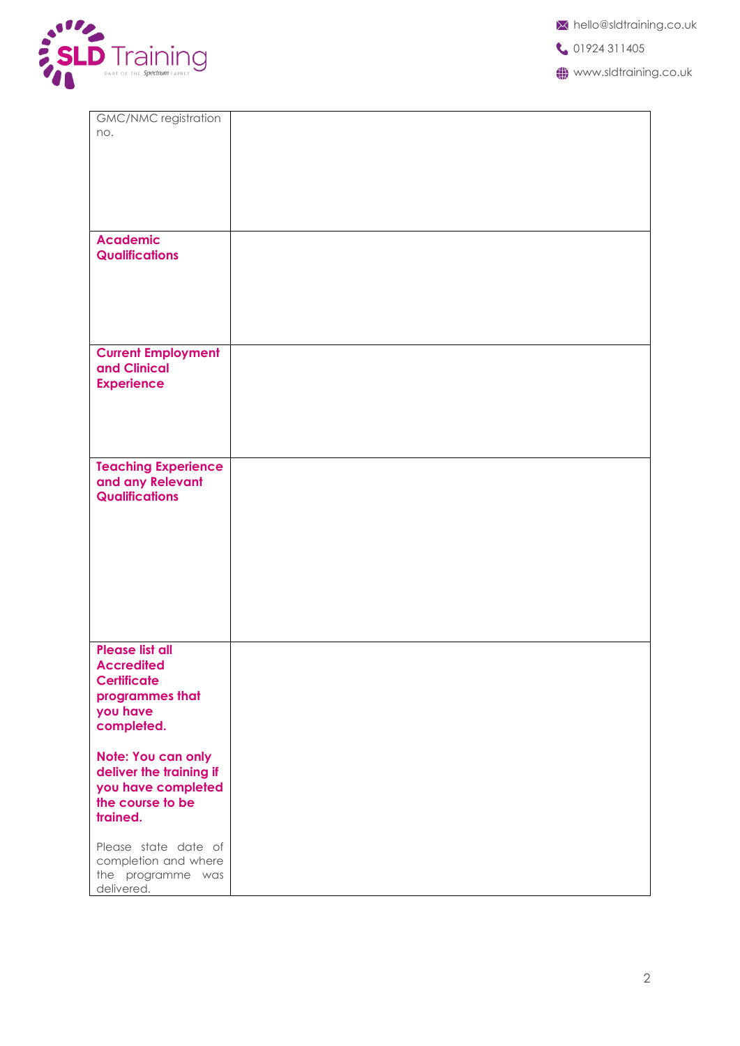| GMC/NMC registration no. | |
|---|---|
| **Academic Qualifications** | |
| **Current Employment and Clinical Experience** | |
| **Teaching Experience and any Relevant Qualifications** | |
| **Please list all Accredited Certificate programmes that you have completed.**<br><br>**Note: You can only deliver the training if you have completed the course to be trained.**<br><br>Please state date of completion and where the programme was delivered. | |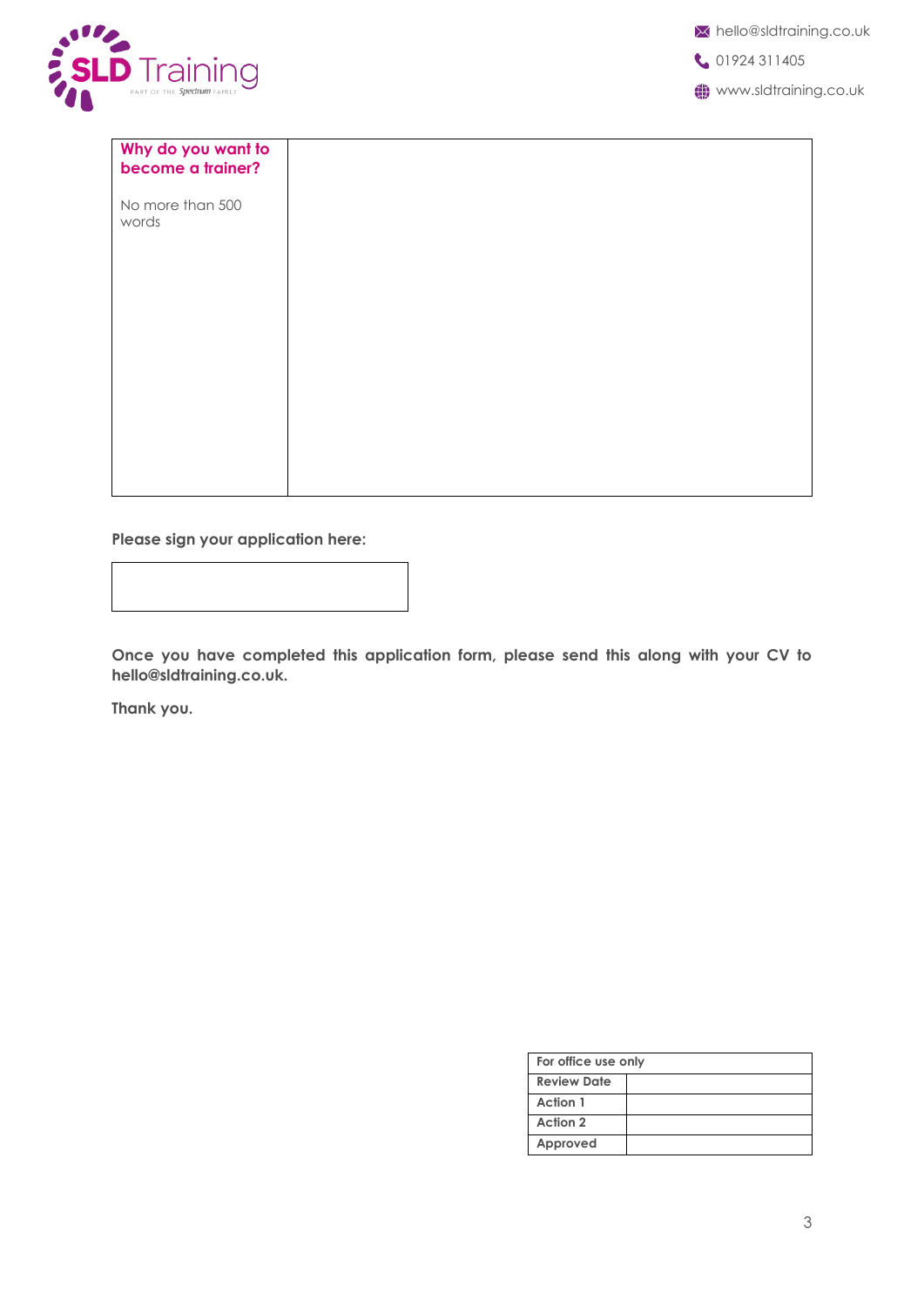| | |
|---|---|
| **Why do you want to become a trainer?**<br><br>No more than 500 words | |

**Please sign your application here:**

| |
|---|
| |

**Once you have completed this application form, please send this along with your CV to hello@sldtraining.co.uk.**

**Thank you.**

| For office use only | |
|---|---|
| **Review Date** | |
| **Action 1** | |
| **Action 2** | |
| **Approved** | |